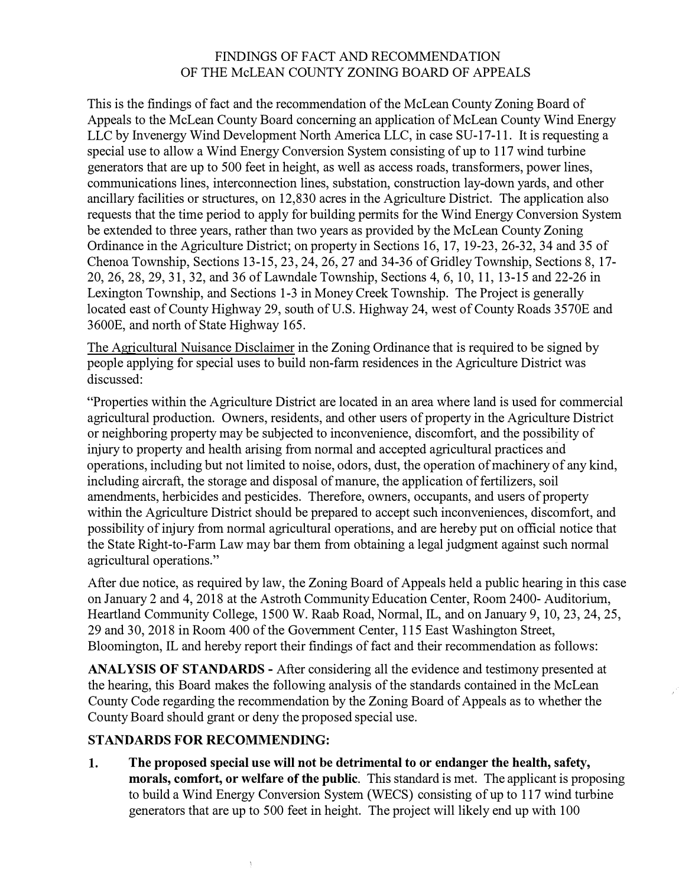# FINDINGS OF FACT AND RECOMMENDATION
# OF THE McLEAN COUNTY ZONING BOARD OF APPEALS

This is the findings of fact and the recommendation of the McLean County Zoning Board of Appeals to the McLean County Board concerning an application of McLean County Wind Energy LLC by Invenergy Wind Development North America LLC, in case SU-17-11. It is requesting a special use to allow a Wind Energy Conversion System consisting of up to 117 wind turbine generators that are up to 500 feet in height, as well as access roads, transformers, power lines, communications lines, interconnection lines, substation, construction lay-down yards, and other ancillary facilities or structures, on 12,830 acres in the Agriculture District. The application also requests that the time period to apply for building permits for the Wind Energy Conversion System be extended to three years, rather than two years as provided by the McLean County Zoning Ordinance in the Agriculture District; on property in Sections 16, 17, 19-23, 26-32, 34 and 35 of Chenoa Township, Sections 13-15, 23, 24, 26, 27 and 34-36 of Gridley Township, Sections 8, 17-20, 26, 28, 29, 31, 32, and 36 of Lawndale Township, Sections 4, 6, 10, 11, 13-15 and 22-26 in Lexington Township, and Sections 1-3 in Money Creek Township. The Project is generally located east of County Highway 29, south of U.S. Highway 24, west of County Roads 3570E and 3600E, and north of State Highway 165.

<u>The Agricultural Nuisance Disclaimer</u> in the Zoning Ordinance that is required to be signed by people applying for special uses to build non-farm residences in the Agriculture District was discussed:

"Properties within the Agriculture District are located in an area where land is used for commercial agricultural production. Owners, residents, and other users of property in the Agriculture District or neighboring property may be subjected to inconvenience, discomfort, and the possibility of injury to property and health arising from normal and accepted agricultural practices and operations, including but not limited to noise, odors, dust, the operation of machinery of any kind, including aircraft, the storage and disposal of manure, the application of fertilizers, soil amendments, herbicides and pesticides. Therefore, owners, occupants, and users of property within the Agriculture District should be prepared to accept such inconveniences, discomfort, and possibility of injury from normal agricultural operations, and are hereby put on official notice that the State Right-to-Farm Law may bar them from obtaining a legal judgment against such normal agricultural operations."

After due notice, as required by law, the Zoning Board of Appeals held a public hearing in this case on January 2 and 4, 2018 at the Astroth Community Education Center, Room 2400- Auditorium, Heartland Community College, 1500 W. Raab Road, Normal, IL, and on January 9, 10, 23, 24, 25, 29 and 30, 2018 in Room 400 of the Government Center, 115 East Washington Street, Bloomington, IL and hereby report their findings of fact and their recommendation as follows:

**ANALYSIS OF STANDARDS -** After considering all the evidence and testimony presented at the hearing, this Board makes the following analysis of the standards contained in the McLean County Code regarding the recommendation by the Zoning Board of Appeals as to whether the County Board should grant or deny the proposed special use.

**STANDARDS FOR RECOMMENDING:**

1. **The proposed special use will not be detrimental to or endanger the health, safety, morals, comfort, or welfare of the public**. This standard is met. The applicant is proposing to build a Wind Energy Conversion System (WECS) consisting of up to 117 wind turbine generators that are up to 500 feet in height. The project will likely end up with 100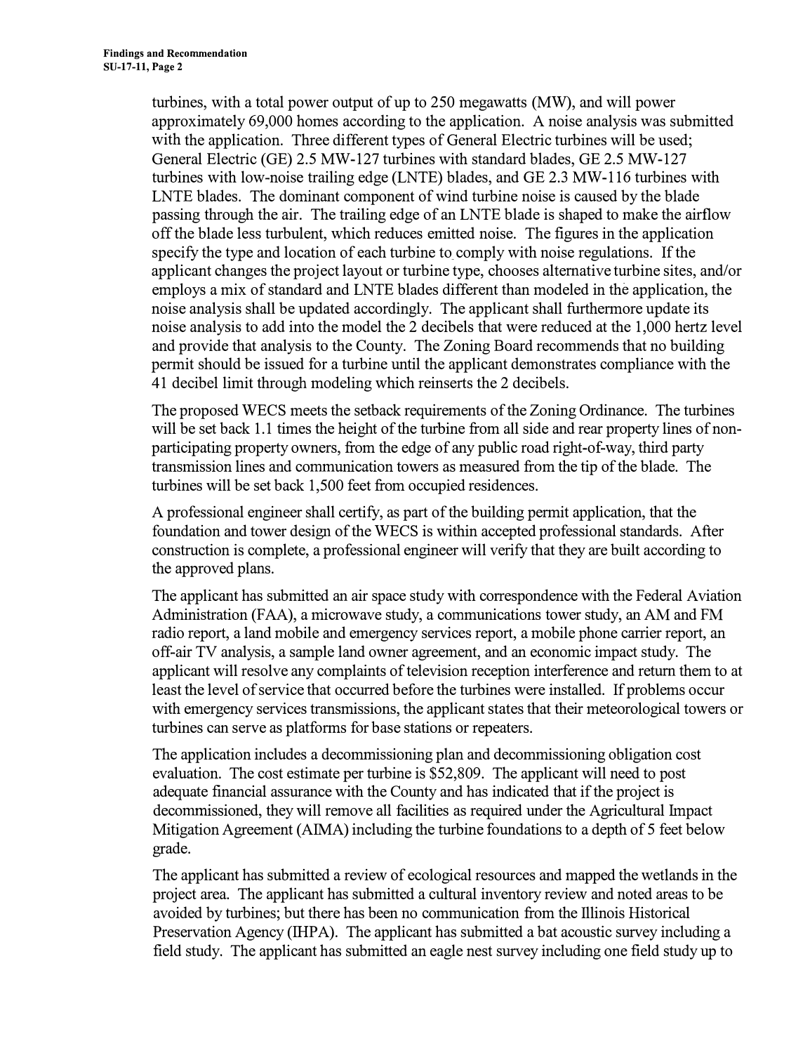turbines, with a total power output of up to 250 megawatts (MW), and will power approximately 69,000 homes according to the application. A noise analysis was submitted with the application. Three different types of General Electric turbines will be used; General Electric (GE) 2.5 MW-127 turbines with standard blades, GE 2.5 MW-127 turbines with low-noise trailing edge (LNTE) blades, and GE 2.3 MW-116 turbines with LNTE blades. The dominant component of wind turbine noise is caused by the blade passing through the air. The trailing edge of an LNTE blade is shaped to make the airflow off the blade less turbulent, which reduces emitted noise. The figures in the application specify the type and location of each turbine to comply with noise regulations. If the applicant changes the project layout or turbine type, chooses alternative turbine sites, and/or employs a mix of standard and LNTE blades different than modeled in the application, the noise analysis shall be updated accordingly. The applicant shall furthermore update its noise analysis to add into the model the 2 decibels that were reduced at the 1,000 hertz level and provide that analysis to the County. The Zoning Board recommends that no building permit should be issued for a turbine until the applicant demonstrates compliance with the 41 decibel limit through modeling which reinserts the 2 decibels.

The proposed WECS meets the setback requirements of the Zoning Ordinance. The turbines will be set back 1.1 times the height of the turbine from all side and rear property lines of non-participating property owners, from the edge of any public road right-of-way, third party transmission lines and communication towers as measured from the tip of the blade. The turbines will be set back 1,500 feet from occupied residences.

A professional engineer shall certify, as part of the building permit application, that the foundation and tower design of the WECS is within accepted professional standards. After construction is complete, a professional engineer will verify that they are built according to the approved plans.

The applicant has submitted an air space study with correspondence with the Federal Aviation Administration (FAA), a microwave study, a communications tower study, an AM and FM radio report, a land mobile and emergency services report, a mobile phone carrier report, an off-air TV analysis, a sample land owner agreement, and an economic impact study. The applicant will resolve any complaints of television reception interference and return them to at least the level of service that occurred before the turbines were installed. If problems occur with emergency services transmissions, the applicant states that their meteorological towers or turbines can serve as platforms for base stations or repeaters.

The application includes a decommissioning plan and decommissioning obligation cost evaluation. The cost estimate per turbine is $52,809. The applicant will need to post adequate financial assurance with the County and has indicated that if the project is decommissioned, they will remove all facilities as required under the Agricultural Impact Mitigation Agreement (AIMA) including the turbine foundations to a depth of 5 feet below grade.

The applicant has submitted a review of ecological resources and mapped the wetlands in the project area. The applicant has submitted a cultural inventory review and noted areas to be avoided by turbines; but there has been no communication from the Illinois Historical Preservation Agency (IHPA). The applicant has submitted a bat acoustic survey including a field study. The applicant has submitted an eagle nest survey including one field study up to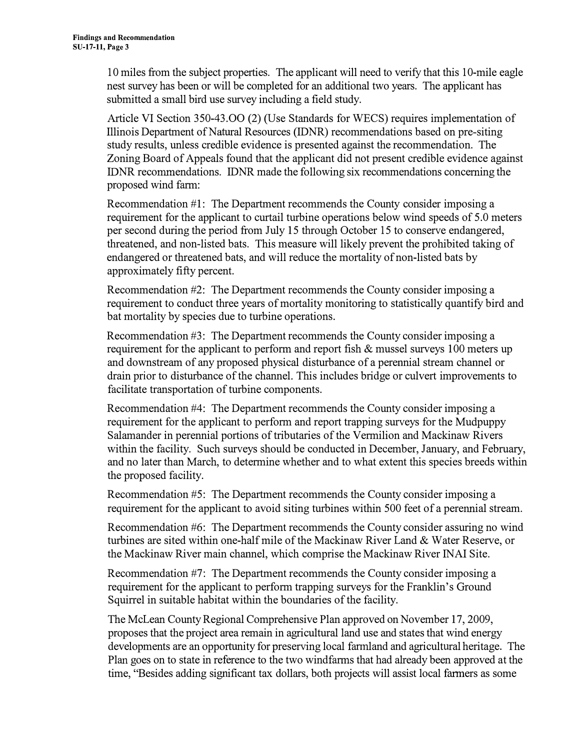10 miles from the subject properties. The applicant will need to verify that this 10-mile eagle nest survey has been or will be completed for an additional two years. The applicant has submitted a small bird use survey including a field study.

Article VI Section 350-43.OO (2) (Use Standards for WECS) requires implementation of Illinois Department of Natural Resources (IDNR) recommendations based on pre-siting study results, unless credible evidence is presented against the recommendation. The Zoning Board of Appeals found that the applicant did not present credible evidence against IDNR recommendations. IDNR made the following six recommendations concerning the proposed wind farm:

Recommendation #1: The Department recommends the County consider imposing a requirement for the applicant to curtail turbine operations below wind speeds of 5.0 meters per second during the period from July 15 through October 15 to conserve endangered, threatened, and non-listed bats. This measure will likely prevent the prohibited taking of endangered or threatened bats, and will reduce the mortality of non-listed bats by approximately fifty percent.

Recommendation #2: The Department recommends the County consider imposing a requirement to conduct three years of mortality monitoring to statistically quantify bird and bat mortality by species due to turbine operations.

Recommendation #3: The Department recommends the County consider imposing a requirement for the applicant to perform and report fish & mussel surveys 100 meters up and downstream of any proposed physical disturbance of a perennial stream channel or drain prior to disturbance of the channel. This includes bridge or culvert improvements to facilitate transportation of turbine components.

Recommendation #4: The Department recommends the County consider imposing a requirement for the applicant to perform and report trapping surveys for the Mudpuppy Salamander in perennial portions of tributaries of the Vermilion and Mackinaw Rivers within the facility. Such surveys should be conducted in December, January, and February, and no later than March, to determine whether and to what extent this species breeds within the proposed facility.

Recommendation #5: The Department recommends the County consider imposing a requirement for the applicant to avoid siting turbines within 500 feet of a perennial stream.

Recommendation #6: The Department recommends the County consider assuring no wind turbines are sited within one-half mile of the Mackinaw River Land & Water Reserve, or the Mackinaw River main channel, which comprise the Mackinaw River INAI Site.

Recommendation #7: The Department recommends the County consider imposing a requirement for the applicant to perform trapping surveys for the Franklin's Ground Squirrel in suitable habitat within the boundaries of the facility.

The McLean County Regional Comprehensive Plan approved on November 17, 2009, proposes that the project area remain in agricultural land use and states that wind energy developments are an opportunity for preserving local farmland and agricultural heritage. The Plan goes on to state in reference to the two windfarms that had already been approved at the time, "Besides adding significant tax dollars, both projects will assist local farmers as some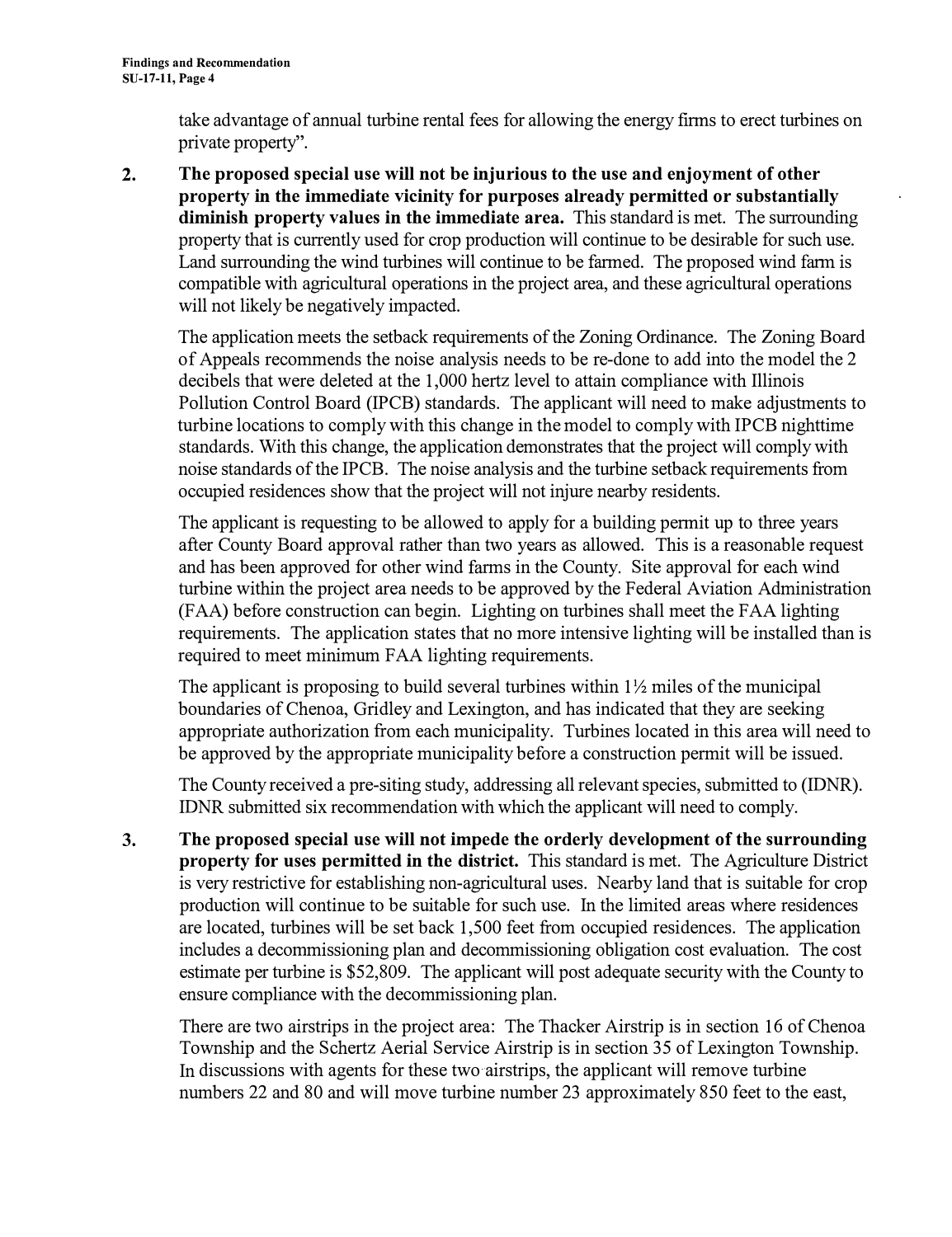take advantage of annual turbine rental fees for allowing the energy firms to erect turbines on private property".

2. **The proposed special use will not be injurious to the use and enjoyment of other property in the immediate vicinity for purposes already permitted or substantially diminish property values in the immediate area.** This standard is met. The surrounding property that is currently used for crop production will continue to be desirable for such use. Land surrounding the wind turbines will continue to be farmed. The proposed wind farm is compatible with agricultural operations in the project area, and these agricultural operations will not likely be negatively impacted.

   The application meets the setback requirements of the Zoning Ordinance. The Zoning Board of Appeals recommends the noise analysis needs to be re-done to add into the model the 2 decibels that were deleted at the 1,000 hertz level to attain compliance with Illinois Pollution Control Board (IPCB) standards. The applicant will need to make adjustments to turbine locations to comply with this change in the model to comply with IPCB nighttime standards. With this change, the application demonstrates that the project will comply with noise standards of the IPCB. The noise analysis and the turbine setback requirements from occupied residences show that the project will not injure nearby residents.

   The applicant is requesting to be allowed to apply for a building permit up to three years after County Board approval rather than two years as allowed. This is a reasonable request and has been approved for other wind farms in the County. Site approval for each wind turbine within the project area needs to be approved by the Federal Aviation Administration (FAA) before construction can begin. Lighting on turbines shall meet the FAA lighting requirements. The application states that no more intensive lighting will be installed than is required to meet minimum FAA lighting requirements.

   The applicant is proposing to build several turbines within 1½ miles of the municipal boundaries of Chenoa, Gridley and Lexington, and has indicated that they are seeking appropriate authorization from each municipality. Turbines located in this area will need to be approved by the appropriate municipality before a construction permit will be issued.

   The County received a pre-siting study, addressing all relevant species, submitted to (IDNR). IDNR submitted six recommendation with which the applicant will need to comply.

3. **The proposed special use will not impede the orderly development of the surrounding property for uses permitted in the district.** This standard is met. The Agriculture District is very restrictive for establishing non-agricultural uses. Nearby land that is suitable for crop production will continue to be suitable for such use. In the limited areas where residences are located, turbines will be set back 1,500 feet from occupied residences. The application includes a decommissioning plan and decommissioning obligation cost evaluation. The cost estimate per turbine is $52,809. The applicant will post adequate security with the County to ensure compliance with the decommissioning plan.

   There are two airstrips in the project area: The Thacker Airstrip is in section 16 of Chenoa Township and the Schertz Aerial Service Airstrip is in section 35 of Lexington Township. In discussions with agents for these two airstrips, the applicant will remove turbine numbers 22 and 80 and will move turbine number 23 approximately 850 feet to the east,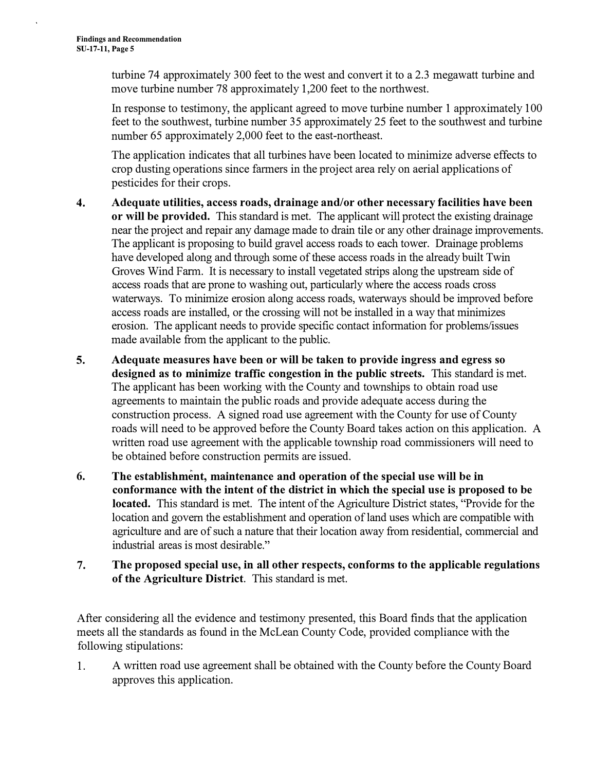turbine 74 approximately 300 feet to the west and convert it to a 2.3 megawatt turbine and move turbine number 78 approximately 1,200 feet to the northwest.

In response to testimony, the applicant agreed to move turbine number 1 approximately 100 feet to the southwest, turbine number 35 approximately 25 feet to the southwest and turbine number 65 approximately 2,000 feet to the east-northeast.

The application indicates that all turbines have been located to minimize adverse effects to crop dusting operations since farmers in the project area rely on aerial applications of pesticides for their crops.

4. **Adequate utilities, access roads, drainage and/or other necessary facilities have been or will be provided.** This standard is met. The applicant will protect the existing drainage near the project and repair any damage made to drain tile or any other drainage improvements. The applicant is proposing to build gravel access roads to each tower. Drainage problems have developed along and through some of these access roads in the already built Twin Groves Wind Farm. It is necessary to install vegetated strips along the upstream side of access roads that are prone to washing out, particularly where the access roads cross waterways. To minimize erosion along access roads, waterways should be improved before access roads are installed, or the crossing will not be installed in a way that minimizes erosion. The applicant needs to provide specific contact information for problems/issues made available from the applicant to the public.

5. **Adequate measures have been or will be taken to provide ingress and egress so designed as to minimize traffic congestion in the public streets.** This standard is met. The applicant has been working with the County and townships to obtain road use agreements to maintain the public roads and provide adequate access during the construction process. A signed road use agreement with the County for use of County roads will need to be approved before the County Board takes action on this application. A written road use agreement with the applicable township road commissioners will need to be obtained before construction permits are issued.

6. **The establishment, maintenance and operation of the special use will be in conformance with the intent of the district in which the special use is proposed to be located.** This standard is met. The intent of the Agriculture District states, "Provide for the location and govern the establishment and operation of land uses which are compatible with agriculture and are of such a nature that their location away from residential, commercial and industrial areas is most desirable."

7. **The proposed special use, in all other respects, conforms to the applicable regulations of the Agriculture District**. This standard is met.

After considering all the evidence and testimony presented, this Board finds that the application meets all the standards as found in the McLean County Code, provided compliance with the following stipulations:

1. A written road use agreement shall be obtained with the County before the County Board approves this application.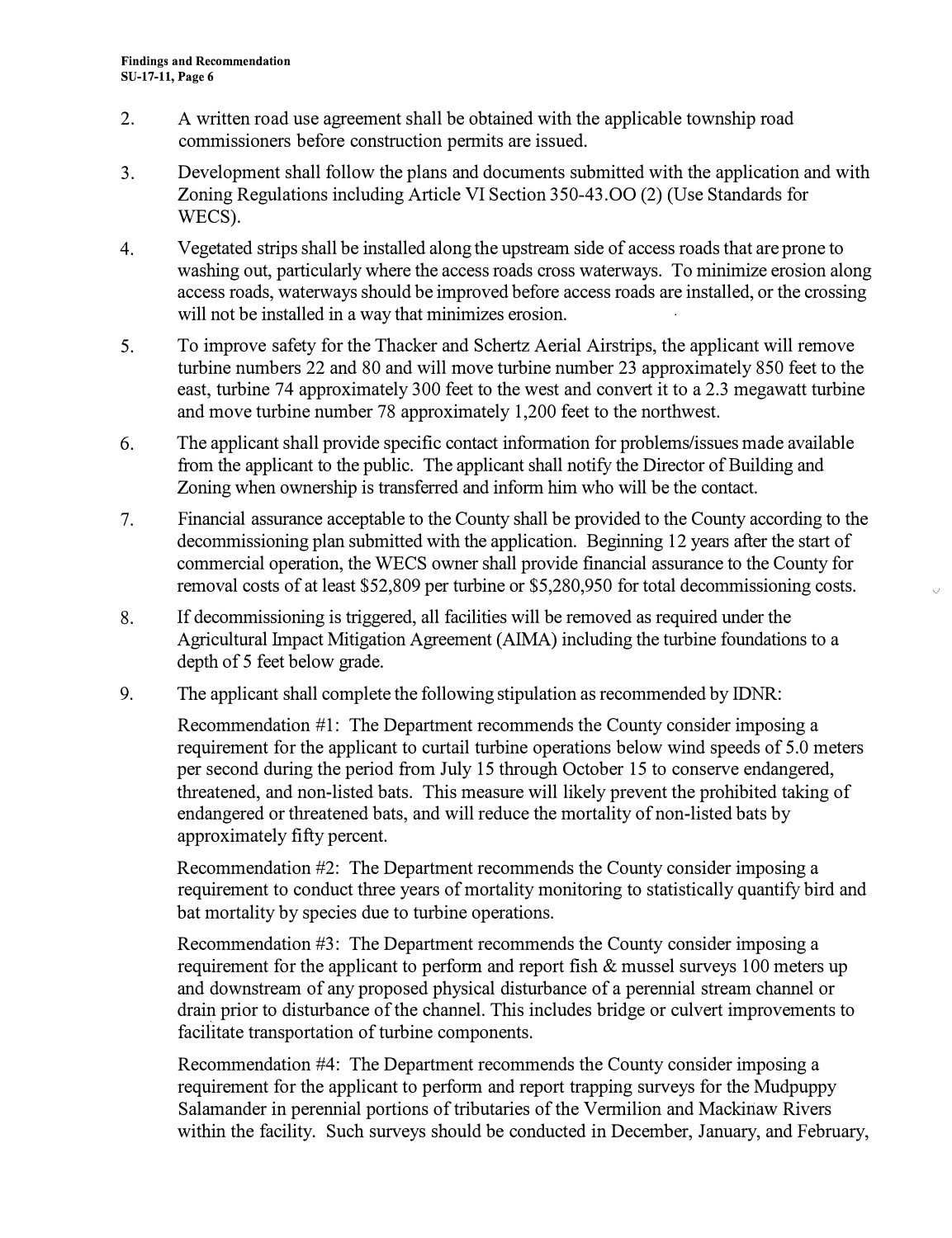2. A written road use agreement shall be obtained with the applicable township road commissioners before construction permits are issued.

3. Development shall follow the plans and documents submitted with the application and with Zoning Regulations including Article VI Section 350-43.OO (2) (Use Standards for WECS).

4. Vegetated strips shall be installed along the upstream side of access roads that are prone to washing out, particularly where the access roads cross waterways. To minimize erosion along access roads, waterways should be improved before access roads are installed, or the crossing will not be installed in a way that minimizes erosion.

5. To improve safety for the Thacker and Schertz Aerial Airstrips, the applicant will remove turbine numbers 22 and 80 and will move turbine number 23 approximately 850 feet to the east, turbine 74 approximately 300 feet to the west and convert it to a 2.3 megawatt turbine and move turbine number 78 approximately 1,200 feet to the northwest.

6. The applicant shall provide specific contact information for problems/issues made available from the applicant to the public. The applicant shall notify the Director of Building and Zoning when ownership is transferred and inform him who will be the contact.

7. Financial assurance acceptable to the County shall be provided to the County according to the decommissioning plan submitted with the application. Beginning 12 years after the start of commercial operation, the WECS owner shall provide financial assurance to the County for removal costs of at least $52,809 per turbine or $5,280,950 for total decommissioning costs.

8. If decommissioning is triggered, all facilities will be removed as required under the Agricultural Impact Mitigation Agreement (AIMA) including the turbine foundations to a depth of 5 feet below grade.

9. The applicant shall complete the following stipulation as recommended by IDNR:

   Recommendation #1: The Department recommends the County consider imposing a requirement for the applicant to curtail turbine operations below wind speeds of 5.0 meters per second during the period from July 15 through October 15 to conserve endangered, threatened, and non-listed bats. This measure will likely prevent the prohibited taking of endangered or threatened bats, and will reduce the mortality of non-listed bats by approximately fifty percent.

   Recommendation #2: The Department recommends the County consider imposing a requirement to conduct three years of mortality monitoring to statistically quantify bird and bat mortality by species due to turbine operations.

   Recommendation #3: The Department recommends the County consider imposing a requirement for the applicant to perform and report fish & mussel surveys 100 meters up and downstream of any proposed physical disturbance of a perennial stream channel or drain prior to disturbance of the channel. This includes bridge or culvert improvements to facilitate transportation of turbine components.

   Recommendation #4: The Department recommends the County consider imposing a requirement for the applicant to perform and report trapping surveys for the Mudpuppy Salamander in perennial portions of tributaries of the Vermilion and Mackinaw Rivers within the facility. Such surveys should be conducted in December, January, and February,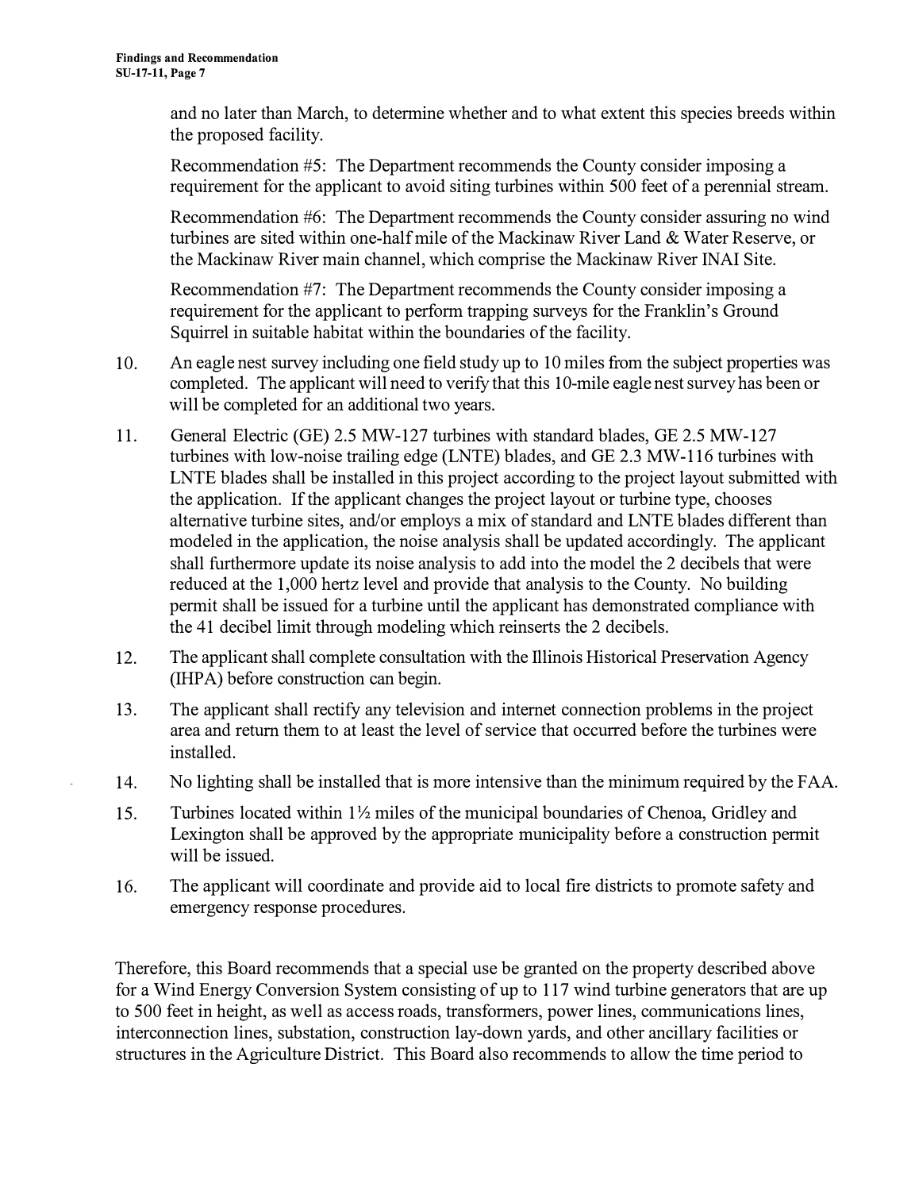and no later than March, to determine whether and to what extent this species breeds within the proposed facility.

Recommendation #5: The Department recommends the County consider imposing a requirement for the applicant to avoid siting turbines within 500 feet of a perennial stream.

Recommendation #6: The Department recommends the County consider assuring no wind turbines are sited within one-half mile of the Mackinaw River Land & Water Reserve, or the Mackinaw River main channel, which comprise the Mackinaw River INAI Site.

Recommendation #7: The Department recommends the County consider imposing a requirement for the applicant to perform trapping surveys for the Franklin's Ground Squirrel in suitable habitat within the boundaries of the facility.

10. An eagle nest survey including one field study up to 10 miles from the subject properties was completed. The applicant will need to verify that this 10-mile eagle nest survey has been or will be completed for an additional two years.

11. General Electric (GE) 2.5 MW-127 turbines with standard blades, GE 2.5 MW-127 turbines with low-noise trailing edge (LNTE) blades, and GE 2.3 MW-116 turbines with LNTE blades shall be installed in this project according to the project layout submitted with the application. If the applicant changes the project layout or turbine type, chooses alternative turbine sites, and/or employs a mix of standard and LNTE blades different than modeled in the application, the noise analysis shall be updated accordingly. The applicant shall furthermore update its noise analysis to add into the model the 2 decibels that were reduced at the 1,000 hertz level and provide that analysis to the County. No building permit shall be issued for a turbine until the applicant has demonstrated compliance with the 41 decibel limit through modeling which reinserts the 2 decibels.

12. The applicant shall complete consultation with the Illinois Historical Preservation Agency (IHPA) before construction can begin.

13. The applicant shall rectify any television and internet connection problems in the project area and return them to at least the level of service that occurred before the turbines were installed.

14. No lighting shall be installed that is more intensive than the minimum required by the FAA.

15. Turbines located within 1½ miles of the municipal boundaries of Chenoa, Gridley and Lexington shall be approved by the appropriate municipality before a construction permit will be issued.

16. The applicant will coordinate and provide aid to local fire districts to promote safety and emergency response procedures.

Therefore, this Board recommends that a special use be granted on the property described above for a Wind Energy Conversion System consisting of up to 117 wind turbine generators that are up to 500 feet in height, as well as access roads, transformers, power lines, communications lines, interconnection lines, substation, construction lay-down yards, and other ancillary facilities or structures in the Agriculture District. This Board also recommends to allow the time period to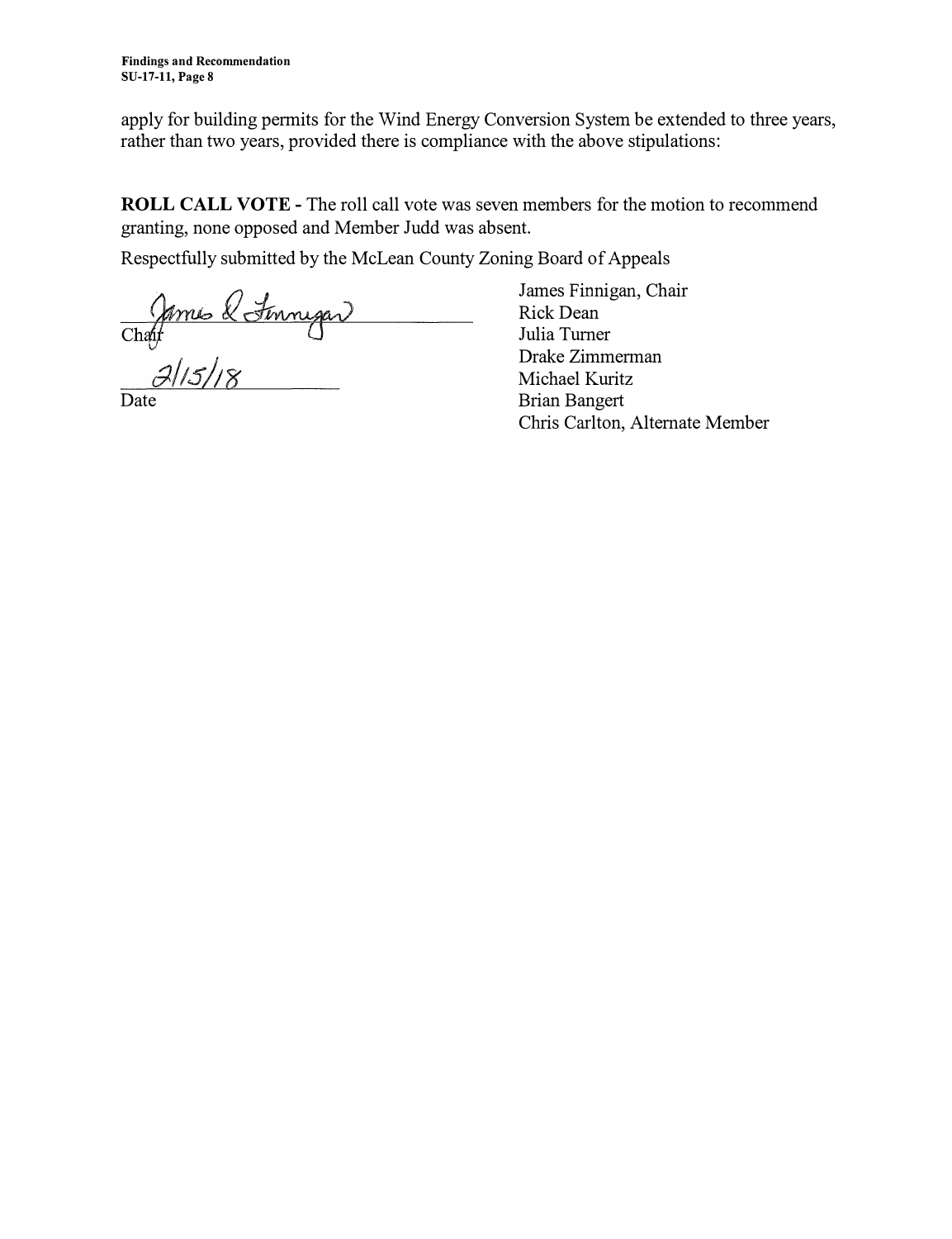apply for building permits for the Wind Energy Conversion System be extended to three years, rather than two years, provided there is compliance with the above stipulations:

**ROLL CALL VOTE -** The roll call vote was seven members for the motion to recommend granting, none opposed and Member Judd was absent.

Respectfully submitted by the McLean County Zoning Board of Appeals

James R Finnigan
Chair

2/15/18
Date

James Finnigan, Chair
Rick Dean
Julia Turner
Drake Zimmerman
Michael Kuritz
Brian Bangert
Chris Carlton, Alternate Member